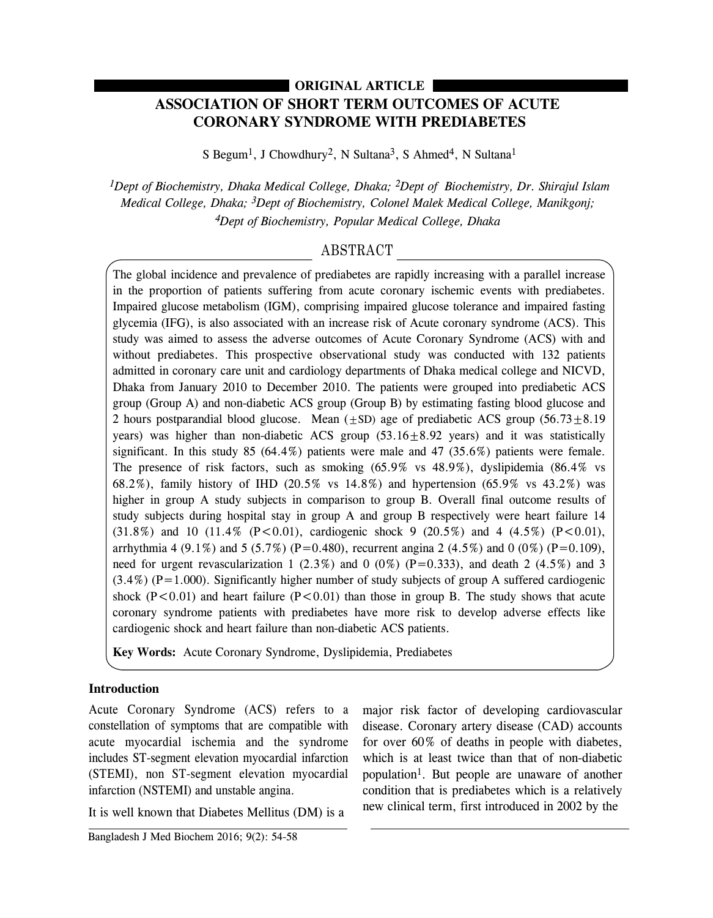**ORIGINAL ARTICLE**

# ASSOCIATION OF SHORT TERM OUTCOMES OF ACUTE CORONARY SYNDROME WITH PREDIABETES

S Begum[1], J Chowdhury[2], N Sultana[3], S Ahmed[4], N Sultana[1]

*[1]Dept of Biochemistry, Dhaka Medical College, Dhaka; [2]Dept of Biochemistry, Dr. Shirajul Islam Medical College, Dhaka; [3]Dept of Biochemistry, Colonel Malek Medical College, Manikgonj; [4]Dept of Biochemistry, Popular Medical College, Dhaka*

## ABSTRACT

The global incidence and prevalence of prediabetes are rapidly increasing with a parallel increase in the proportion of patients suffering from acute coronary ischemic events with prediabetes. Impaired glucose metabolism (IGM), comprising impaired glucose tolerance and impaired fasting glycemia (IFG), is also associated with an increase risk of Acute coronary syndrome (ACS). This study was aimed to assess the adverse outcomes of Acute Coronary Syndrome (ACS) with and without prediabetes. This prospective observational study was conducted with 132 patients admitted in coronary care unit and cardiology departments of Dhaka medical college and NICVD, Dhaka from January 2010 to December 2010. The patients were grouped into prediabetic ACS group (Group A) and non-diabetic ACS group (Group B) by estimating fasting blood glucose and 2 hours postparandial blood glucose. Mean ($\pm$SD) age of prediabetic ACS group ($56.73 \pm 8.19$ years) was higher than non-diabetic ACS group ($53.16 \pm 8.92$ years) and it was statistically significant. In this study 85 (64.4%) patients were male and 47 (35.6%) patients were female. The presence of risk factors, such as smoking (65.9% vs 48.9%), dyslipidemia (86.4% vs 68.2%), family history of IHD (20.5% vs 14.8%) and hypertension (65.9% vs 43.2%) was higher in group A study subjects in comparison to group B. Overall final outcome results of study subjects during hospital stay in group A and group B respectively were heart failure 14 (31.8%) and 10 (11.4% ($P<0.01$), cardiogenic shock 9 (20.5%) and 4 (4.5%) ($P<0.01$), arrhythmia 4 (9.1%) and 5 (5.7%) ($P=0.480$), recurrent angina 2 (4.5%) and 0 (0%) ($P=0.109$), need for urgent revascularization 1 (2.3%) and 0 (0%) ($P=0.333$), and death 2 (4.5%) and 3 (3.4%) ($P=1.000$). Significantly higher number of study subjects of group A suffered cardiogenic shock ($P<0.01$) and heart failure ($P<0.01$) than those in group B. The study shows that acute coronary syndrome patients with prediabetes have more risk to develop adverse effects like cardiogenic shock and heart failure than non-diabetic ACS patients.

**Key Words:** Acute Coronary Syndrome, Dyslipidemia, Prediabetes

## Introduction

Acute Coronary Syndrome (ACS) refers to a constellation of symptoms that are compatible with acute myocardial ischemia and the syndrome includes ST-segment elevation myocardial infarction (STEMI), non ST-segment elevation myocardial infarction (NSTEMI) and unstable angina.

It is well known that Diabetes Mellitus (DM) is a major risk factor of developing cardiovascular disease. Coronary artery disease (CAD) accounts for over 60% of deaths in people with diabetes, which is at least twice than that of non-diabetic population[1]. But people are unaware of another condition that is prediabetes which is a relatively new clinical term, first introduced in 2002 by the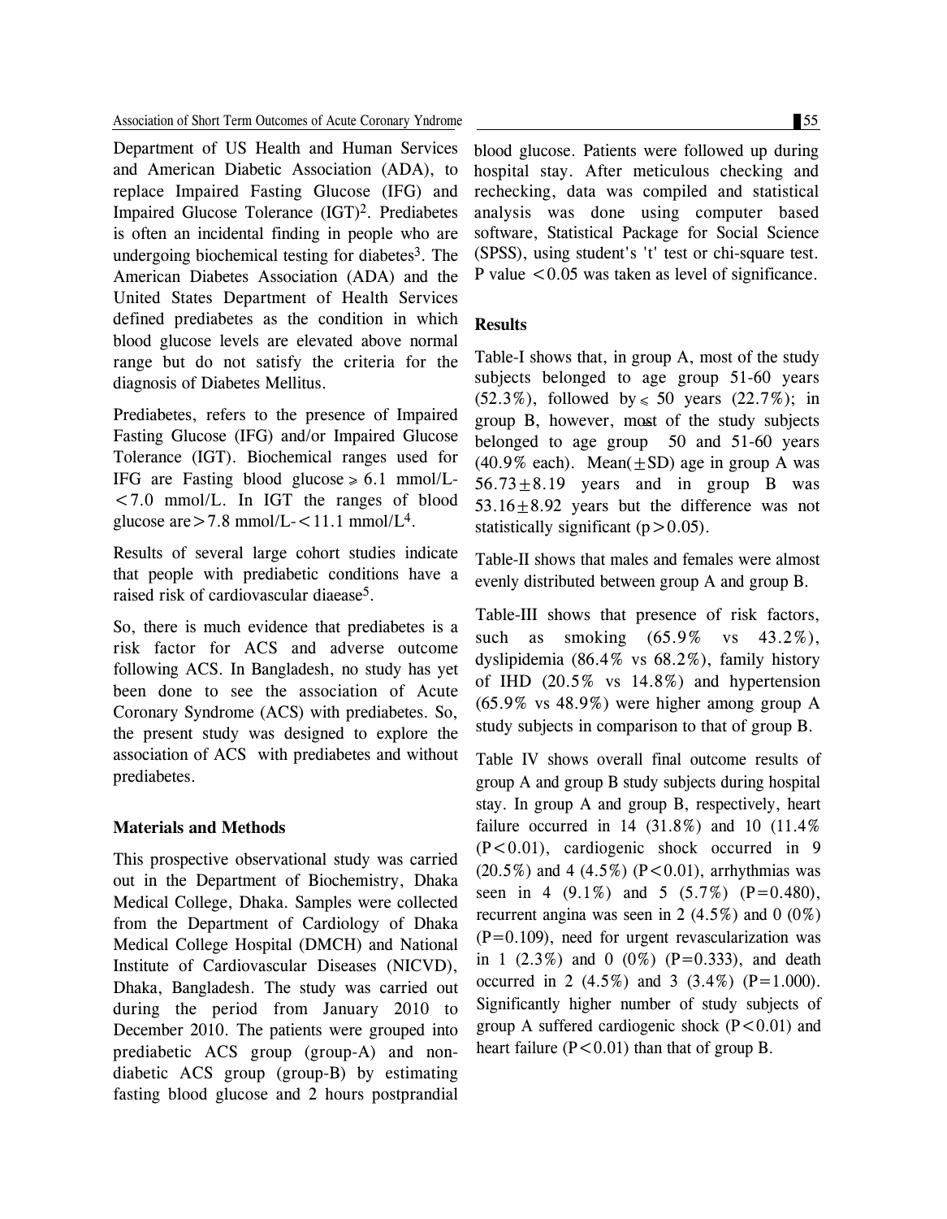Department of US Health and Human Services and American Diabetic Association (ADA), to replace Impaired Fasting Glucose (IFG) and Impaired Glucose Tolerance (IGT)[2]. Prediabetes is often an incidental finding in people who are undergoing biochemical testing for diabetes[3]. The American Diabetes Association (ADA) and the United States Department of Health Services defined prediabetes as the condition in which blood glucose levels are elevated above normal range but do not satisfy the criteria for the diagnosis of Diabetes Mellitus.

Prediabetes, refers to the presence of Impaired Fasting Glucose (IFG) and/or Impaired Glucose Tolerance (IGT). Biochemical ranges used for IFG are Fasting blood glucose $\geq$ 6.1 mmol/L-<7.0 mmol/L. In IGT the ranges of blood glucose are>7.8 mmol/L-<11.1 mmol/L[4].

Results of several large cohort studies indicate that people with prediabetic conditions have a raised risk of cardiovascular diaease[5].

So, there is much evidence that prediabetes is a risk factor for ACS and adverse outcome following ACS. In Bangladesh, no study has yet been done to see the association of Acute Coronary Syndrome (ACS) with prediabetes. So, the present study was designed to explore the association of ACS with prediabetes and without prediabetes.

## Materials and Methods

This prospective observational study was carried out in the Department of Biochemistry, Dhaka Medical College, Dhaka. Samples were collected from the Department of Cardiology of Dhaka Medical College Hospital (DMCH) and National Institute of Cardiovascular Diseases (NICVD), Dhaka, Bangladesh. The study was carried out during the period from January 2010 to December 2010. The patients were grouped into prediabetic ACS group (group-A) and non-diabetic ACS group (group-B) by estimating fasting blood glucose and 2 hours postprandial blood glucose. Patients were followed up during hospital stay. After meticulous checking and rechecking, data was compiled and statistical analysis was done using computer based software, Statistical Package for Social Science (SPSS), using student's 't' test or chi-square test. P value <0.05 was taken as level of significance.

## Results

Table-I shows that, in group A, most of the study subjects belonged to age group 51-60 years (52.3%), followed by $\leq$ 50 years (22.7%); in group B, however, most of the study subjects belonged to age group 50 and 51-60 years (40.9% each). Mean($\pm$SD) age in group A was 56.73$\pm$8.19 years and in group B was 53.16$\pm$8.92 years but the difference was not statistically significant ($p>0.05$).

Table-II shows that males and females were almost evenly distributed between group A and group B.

Table-III shows that presence of risk factors, such as smoking (65.9% vs 43.2%), dyslipidemia (86.4% vs 68.2%), family history of IHD (20.5% vs 14.8%) and hypertension (65.9% vs 48.9%) were higher among group A study subjects in comparison to that of group B.

Table IV shows overall final outcome results of group A and group B study subjects during hospital stay. In group A and group B, respectively, heart failure occurred in 14 (31.8%) and 10 (11.4% ($P<0.01$), cardiogenic shock occurred in 9 (20.5%) and 4 (4.5%) ($P<0.01$), arrhythmias was seen in 4 (9.1%) and 5 (5.7%) ($P=0.480$), recurrent angina was seen in 2 (4.5%) and 0 (0%) ($P=0.109$), need for urgent revascularization was in 1 (2.3%) and 0 (0%) ($P=0.333$), and death occurred in 2 (4.5%) and 3 (3.4%) ($P=1.000$). Significantly higher number of study subjects of group A suffered cardiogenic shock ($P<0.01$) and heart failure ($P<0.01$) than that of group B.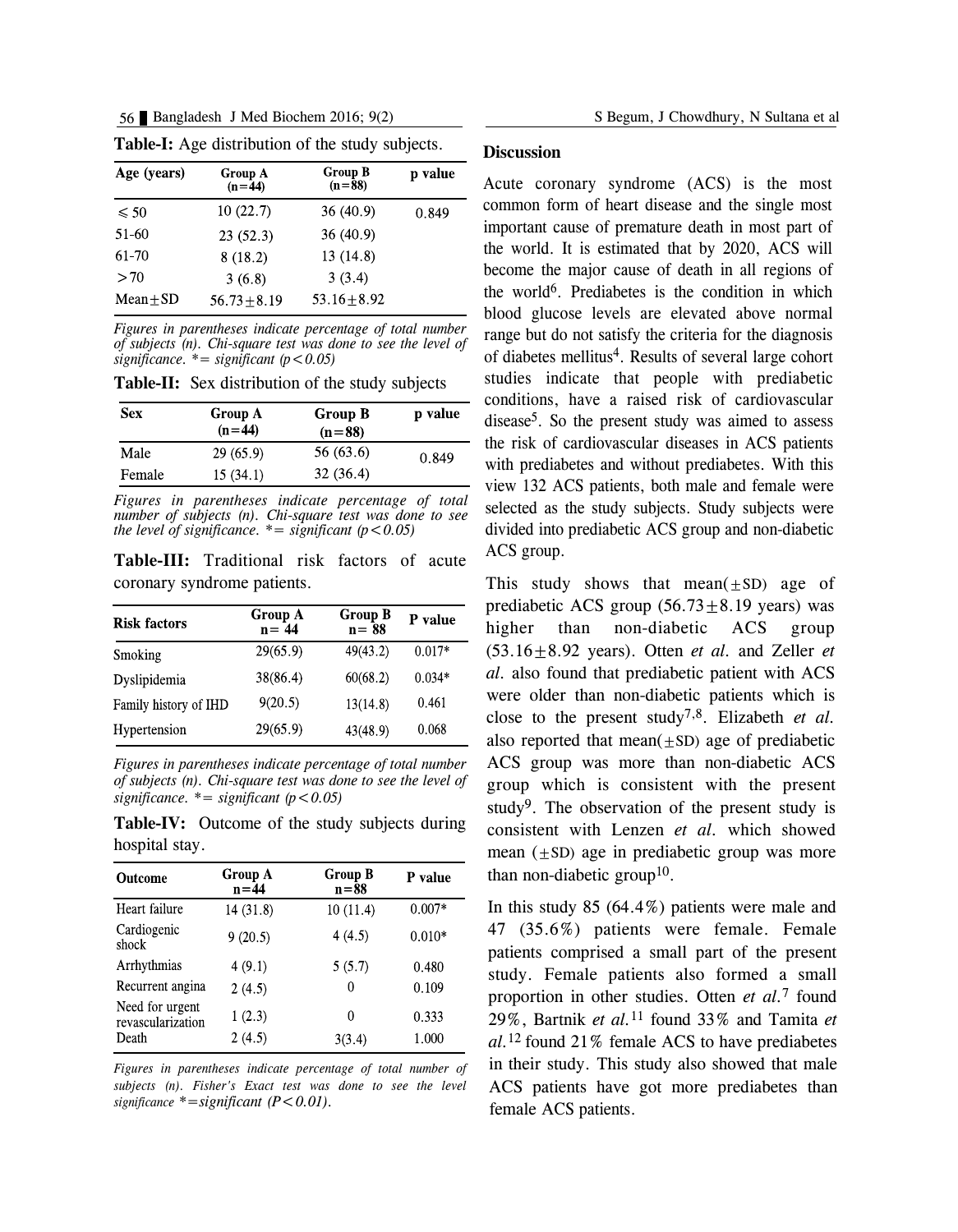**Table-I:** Age distribution of the study subjects.

| Age (years) | Group A (n=44) | Group B (n=88) | p value |
|---|---|---|---|
| ≤ 50 | 10 (22.7) | 36 (40.9) | 0.849 |
| 51-60 | 23 (52.3) | 36 (40.9) | |
| 61-70 | 8 (18.2) | 13 (14.8) | |
| >70 | 3 (6.8) | 3 (3.4) | |
| Mean±SD | 56.73±8.19 | 53.16±8.92 | |

*Figures in parentheses indicate percentage of total number of subjects (n). Chi-square test was done to see the level of significance. *= significant (p<0.05)*

**Table-II:** Sex distribution of the study subjects

| Sex | Group A (n=44) | Group B (n=88) | p value |
|---|---|---|---|
| Male | 29 (65.9) | 56 (63.6) | 0.849 |
| Female | 15 (34.1) | 32 (36.4) | |

*Figures in parentheses indicate percentage of total number of subjects (n). Chi-square test was done to see the level of significance. *= significant (p<0.05)*

**Table-III:** Traditional risk factors of acute coronary syndrome patients.

| Risk factors | Group A n= 44 | Group B n= 88 | P value |
|---|---|---|---|
| Smoking | 29(65.9) | 49(43.2) | 0.017* |
| Dyslipidemia | 38(86.4) | 60(68.2) | 0.034* |
| Family history of IHD | 9(20.5) | 13(14.8) | 0.461 |
| Hypertension | 29(65.9) | 43(48.9) | 0.068 |

*Figures in parentheses indicate percentage of total number of subjects (n). Chi-square test was done to see the level of significance. *= significant (p<0.05)*

**Table-IV:** Outcome of the study subjects during hospital stay.

| Outcome | Group A n=44 | Group B n=88 | P value |
|---|---|---|---|
| Heart failure | 14 (31.8) | 10 (11.4) | 0.007* |
| Cardiogenic shock | 9 (20.5) | 4 (4.5) | 0.010* |
| Arrhythmias | 4 (9.1) | 5 (5.7) | 0.480 |
| Recurrent angina | 2 (4.5) | 0 | 0.109 |
| Need for urgent revascularization | 1 (2.3) | 0 | 0.333 |
| Death | 2 (4.5) | 3(3.4) | 1.000 |

*Figures in parentheses indicate percentage of total number of subjects (n). Fisher's Exact test was done to see the level significance *=significant (P<0.01).*

## Discussion

Acute coronary syndrome (ACS) is the most common form of heart disease and the single most important cause of premature death in most part of the world. It is estimated that by 2020, ACS will become the major cause of death in all regions of the world[6]. Prediabetes is the condition in which blood glucose levels are elevated above normal range but do not satisfy the criteria for the diagnosis of diabetes mellitus[4]. Results of several large cohort studies indicate that people with prediabetic conditions, have a raised risk of cardiovascular disease[5]. So the present study was aimed to assess the risk of cardiovascular diseases in ACS patients with prediabetes and without prediabetes. With this view 132 ACS patients, both male and female were selected as the study subjects. Study subjects were divided into prediabetic ACS group and non-diabetic ACS group.

This study shows that mean(±SD) age of prediabetic ACS group (56.73±8.19 years) was higher than non-diabetic ACS group (53.16±8.92 years). Otten *et al.* and Zeller *et al.* also found that prediabetic patient with ACS were older than non-diabetic patients which is close to the present study[7,8]. Elizabeth *et al.* also reported that mean(±SD) age of prediabetic ACS group was more than non-diabetic ACS group which is consistent with the present study[9]. The observation of the present study is consistent with Lenzen *et al.* which showed mean (±SD) age in prediabetic group was more than non-diabetic group[10].

In this study 85 (64.4%) patients were male and 47 (35.6%) patients were female. Female patients comprised a small part of the present study. Female patients also formed a small proportion in other studies. Otten *et al.*[7] found 29%, Bartnik *et al.*[11] found 33% and Tamita *et al.*[12] found 21% female ACS to have prediabetes in their study. This study also showed that male ACS patients have got more prediabetes than female ACS patients.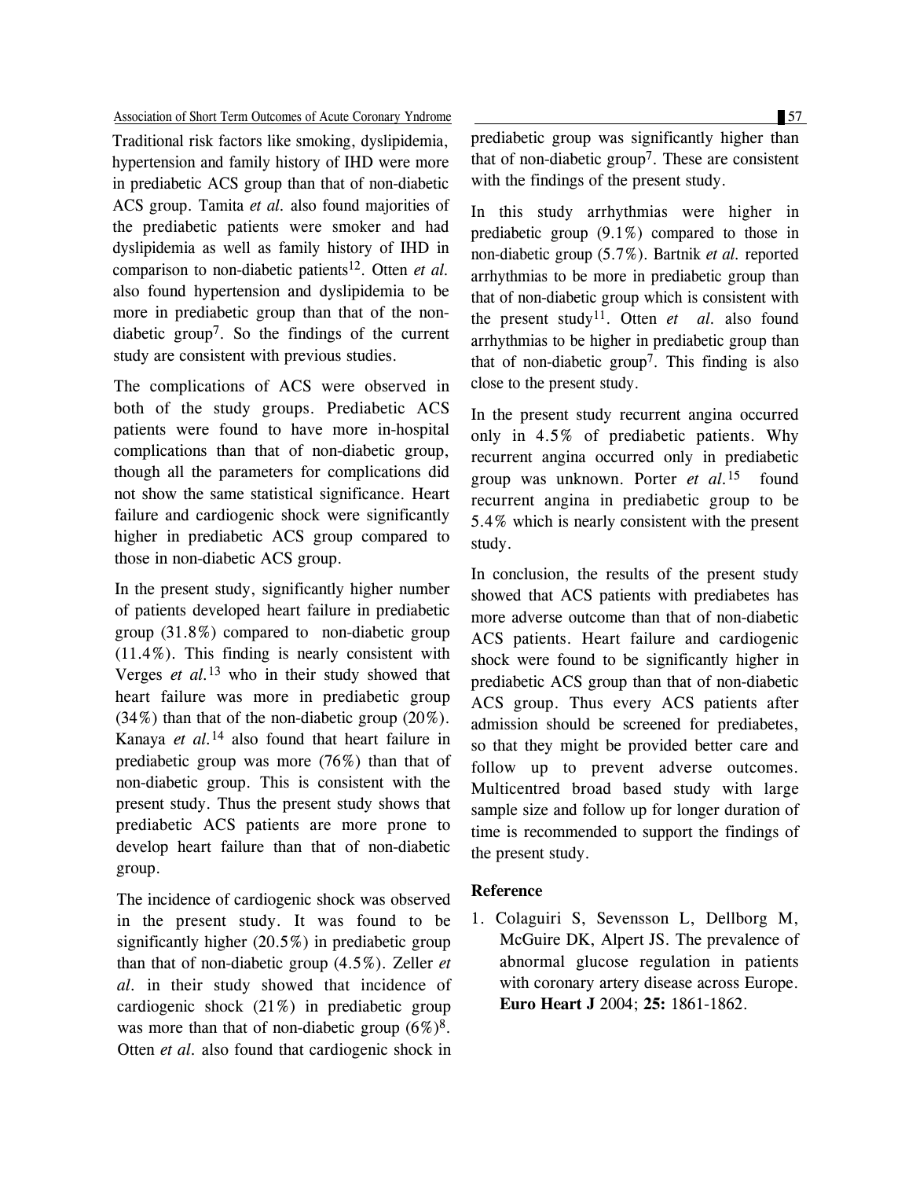Traditional risk factors like smoking, dyslipidemia, hypertension and family history of IHD were more in prediabetic ACS group than that of non-diabetic ACS group. Tamita *et al.* also found majorities of the prediabetic patients were smoker and had dyslipidemia as well as family history of IHD in comparison to non-diabetic patients[12]. Otten *et al.* also found hypertension and dyslipidemia to be more in prediabetic group than that of the non-diabetic group[7]. So the findings of the current study are consistent with previous studies.

The complications of ACS were observed in both of the study groups. Prediabetic ACS patients were found to have more in-hospital complications than that of non-diabetic group, though all the parameters for complications did not show the same statistical significance. Heart failure and cardiogenic shock were significantly higher in prediabetic ACS group compared to those in non-diabetic ACS group.

In the present study, significantly higher number of patients developed heart failure in prediabetic group (31.8%) compared to non-diabetic group (11.4%). This finding is nearly consistent with Verges *et al.*[13] who in their study showed that heart failure was more in prediabetic group (34%) than that of the non-diabetic group (20%). Kanaya *et al.*[14] also found that heart failure in prediabetic group was more (76%) than that of non-diabetic group. This is consistent with the present study. Thus the present study shows that prediabetic ACS patients are more prone to develop heart failure than that of non-diabetic group.

The incidence of cardiogenic shock was observed in the present study. It was found to be significantly higher (20.5%) in prediabetic group than that of non-diabetic group (4.5%). Zeller *et al.* in their study showed that incidence of cardiogenic shock (21%) in prediabetic group was more than that of non-diabetic group (6%)[8]. Otten *et al.* also found that cardiogenic shock in prediabetic group was significantly higher than that of non-diabetic group[7]. These are consistent with the findings of the present study.

In this study arrhythmias were higher in prediabetic group (9.1%) compared to those in non-diabetic group (5.7%). Bartnik *et al.* reported arrhythmias to be more in prediabetic group than that of non-diabetic group which is consistent with the present study[11]. Otten *et al.* also found arrhythmias to be higher in prediabetic group than that of non-diabetic group[7]. This finding is also close to the present study.

In the present study recurrent angina occurred only in 4.5% of prediabetic patients. Why recurrent angina occurred only in prediabetic group was unknown. Porter *et al.*[15] found recurrent angina in prediabetic group to be 5.4% which is nearly consistent with the present study.

In conclusion, the results of the present study showed that ACS patients with prediabetes has more adverse outcome than that of non-diabetic ACS patients. Heart failure and cardiogenic shock were found to be significantly higher in prediabetic ACS group than that of non-diabetic ACS group. Thus every ACS patients after admission should be screened for prediabetes, so that they might be provided better care and follow up to prevent adverse outcomes. Multicentred broad based study with large sample size and follow up for longer duration of time is recommended to support the findings of the present study.

## Reference

1. Colaguiri S, Sevensson L, Dellborg M, McGuire DK, Alpert JS. The prevalence of abnormal glucose regulation in patients with coronary artery disease across Europe. **Euro Heart J** 2004; **25:** 1861-1862.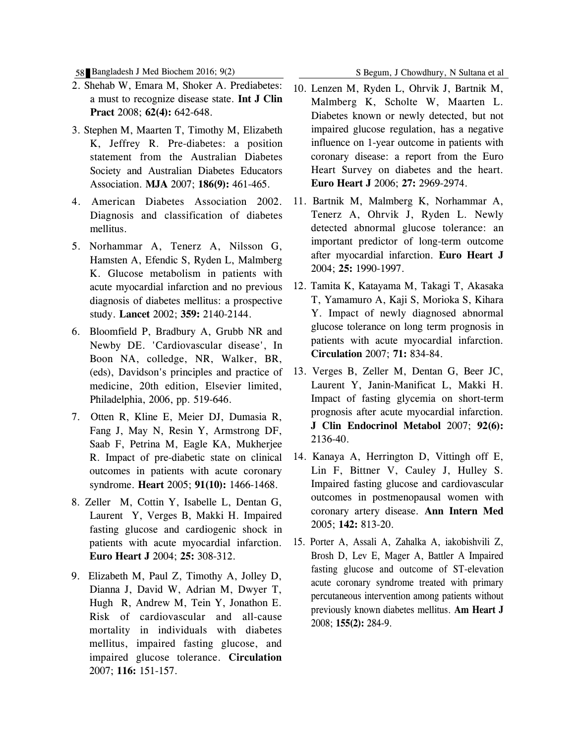2. Shehab W, Emara M, Shoker A. Prediabetes: a must to recognize disease state. **Int J Clin Pract** 2008; **62(4):** 642-648.
3. Stephen M, Maarten T, Timothy M, Elizabeth K, Jeffrey R. Pre-diabetes: a position statement from the Australian Diabetes Society and Australian Diabetes Educators Association. **MJA** 2007; **186(9):** 461-465.
4. American Diabetes Association 2002. Diagnosis and classification of diabetes mellitus.
5. Norhammar A, Tenerz A, Nilsson G, Hamsten A, Efendic S, Ryden L, Malmberg K. Glucose metabolism in patients with acute myocardial infarction and no previous diagnosis of diabetes mellitus: a prospective study. **Lancet** 2002; **359:** 2140-2144.
6. Bloomfield P, Bradbury A, Grubb NR and Newby DE. 'Cardiovascular disease', In Boon NA, colledge, NR, Walker, BR, (eds), Davidson's principles and practice of medicine, 20th edition, Elsevier limited, Philadelphia, 2006, pp. 519-646.
7. Otten R, Kline E, Meier DJ, Dumasia R, Fang J, May N, Resin Y, Armstrong DF, Saab F, Petrina M, Eagle KA, Mukherjee R. Impact of pre-diabetic state on clinical outcomes in patients with acute coronary syndrome. **Heart** 2005; **91(10):** 1466-1468.
8. Zeller M, Cottin Y, Isabelle L, Dentan G, Laurent Y, Verges B, Makki H. Impaired fasting glucose and cardiogenic shock in patients with acute myocardial infarction. **Euro Heart J** 2004; **25:** 308-312.
9. Elizabeth M, Paul Z, Timothy A, Jolley D, Dianna J, David W, Adrian M, Dwyer T, Hugh R, Andrew M, Tein Y, Jonathon E. Risk of cardiovascular and all-cause mortality in individuals with diabetes mellitus, impaired fasting glucose, and impaired glucose tolerance. **Circulation** 2007; **116:** 151-157.
10. Lenzen M, Ryden L, Ohrvik J, Bartnik M, Malmberg K, Scholte W, Maarten L. Diabetes known or newly detected, but not impaired glucose regulation, has a negative influence on 1-year outcome in patients with coronary disease: a report from the Euro Heart Survey on diabetes and the heart. **Euro Heart J** 2006; **27:** 2969-2974.
11. Bartnik M, Malmberg K, Norhammar A, Tenerz A, Ohrvik J, Ryden L. Newly detected abnormal glucose tolerance: an important predictor of long-term outcome after myocardial infarction. **Euro Heart J** 2004; **25:** 1990-1997.
12. Tamita K, Katayama M, Takagi T, Akasaka T, Yamamuro A, Kaji S, Morioka S, Kihara Y. Impact of newly diagnosed abnormal glucose tolerance on long term prognosis in patients with acute myocardial infarction. **Circulation** 2007; **71:** 834-84.
13. Verges B, Zeller M, Dentan G, Beer JC, Laurent Y, Janin-Manificat L, Makki H. Impact of fasting glycemia on short-term prognosis after acute myocardial infarction. **J Clin Endocrinol Metabol** 2007; **92(6):** 2136-40.
14. Kanaya A, Herrington D, Vittingh off E, Lin F, Bittner V, Cauley J, Hulley S. Impaired fasting glucose and cardiovascular outcomes in postmenopausal women with coronary artery disease. **Ann Intern Med** 2005; **142:** 813-20.
15. Porter A, Assali A, Zahalka A, iakobishvili Z, Brosh D, Lev E, Mager A, Battler A Impaired fasting glucose and outcome of ST-elevation acute coronary syndrome treated with primary percutaneous intervention among patients without previously known diabetes mellitus. **Am Heart J** 2008; **155(2):** 284-9.